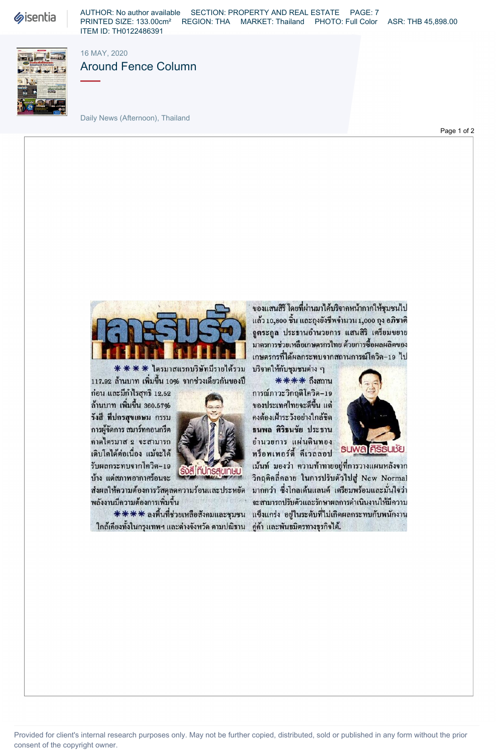16 MAY, 2020

# Around Fence Column

Daily News (Afternoon), Thailand

## เลาะริมรั้ว

**＊＊＊＊** ไตรมาสแรกบริษัทมีรายได้รวม 117.92 ล้านบาท เพิ่มขึ้น 10% จากช่วงเดียวกันของปีก่อน และมีกำไรสุทธิ 12.52 ล้านบาท เพิ่มขึ้น 360.57% **รังสี ทีปกรสุขเกษม** กรรมการผู้จัดการ สมาร์ทคอนกรีต คาดไตรมาส 2 จะสามารถเติบโตได้ต่อเนื่อง แม้จะได้รับผลกระทบจากโควิด-19 บ้าง แต่สภาพอากาศร้อนจะส่งผลให้ความต้องการวัสดุลดความร้อนและประหยัดพลังงานมีความต้องการเพิ่มขึ้น

รังสี ทีปกรสุขเกษม

**＊＊＊＊** ลงพื้นที่ช่วยเหลือสังคมและชุมชนใกล้เคียงทั้งในกรุงเทพฯ และต่างจังหวัด ตามปณิธานของแสนสิริ โดยที่ผ่านมาได้บริจาคหน้ากากให้ชุมชนไปแล้ว 10,800 ชิ้น และถุงยังชีพจำนวน 1,000 ถุง **อภิชาติ จูตระกูล** ประธานอำนวยการ แสนสิริ เตรียมขยายมาตรการช่วยเหลือเกษตรกรไทย ด้วยการซื้อผลผลิตของเกษตรกรที่ได้ผลกระทบจากสถานการณ์โควิด-19 ไปบริจาคให้กับชุมชนต่าง ๆ

**＊＊＊＊** ถึงสถานการณ์ภาวะวิกฤติโควิด-19 ของประเทศไทยจะดีขึ้น แต่คงต้องเฝ้าระวังอย่างใกล้ชิด **ธนพล ศิริธนชัย** ประธานอำนวยการ แผ่นดินทอง พร็อพเพอร์ตี้ ดีเวลลอปเม้นท์ มองว่า ความท้าทายอยู่ที่การวางแผนหลังจากวิกฤติคลี่คลาย ในการปรับตัวไปสู่ New Normal มากกว่า ซึ่งโกลเด้นแลนด์ เตรียมพร้อมและมั่นใจว่าจะสามารถปรับตัวและรักษาผลการดำเนินงานให้มีความแข็งแกร่ง อยู่ในระดับที่ไม่เกิดผลกระทบกับพนักงาน คู่ค้า และพันธมิตรทางธุรกิจได้.

ธนพล ศิริธนชัย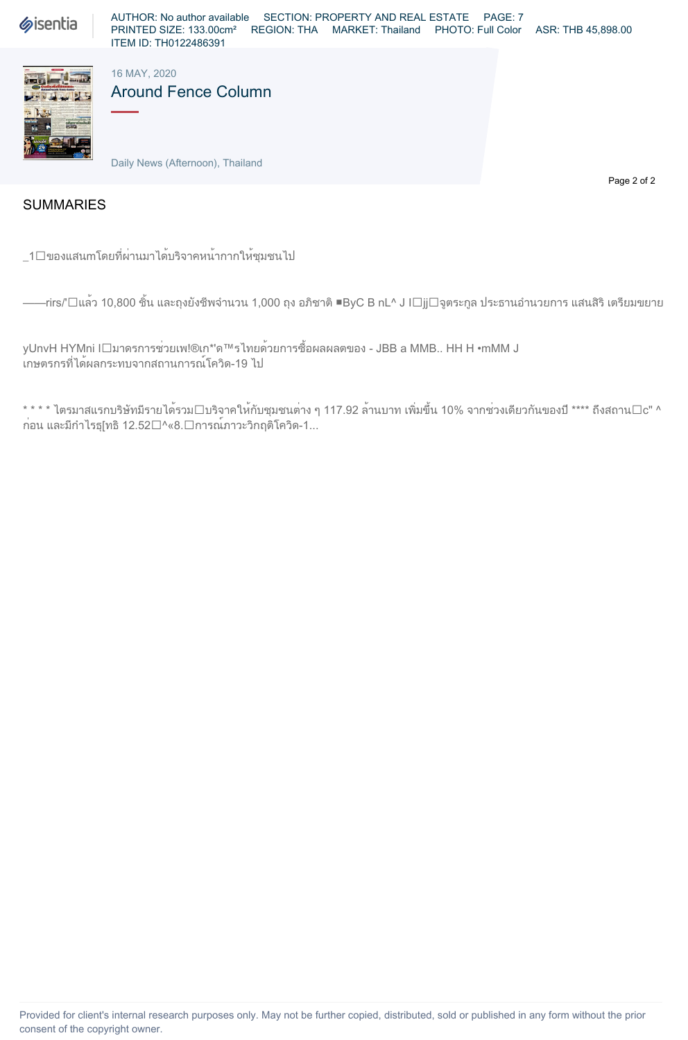AUTHOR: No author available SECTION: PROPERTY AND REAL ESTATE PAGE: 7
PRINTED SIZE: 133.00cm² REGION: THA MARKET: Thailand PHOTO: Full Color ASR: THB 45,898.00
ITEM ID: TH0122486391

16 MAY, 2020

## Around Fence Column

Daily News (Afternoon), Thailand

## SUMMARIES

_1□ของแสนmโดยที่ผ่านมาได้บริจาคหน้ากากให้ชุมชนไป

——rirs/'□แล้ว 10,800 ชิ้น และถุงยังชีพจำนวน 1,000 ถุง อภิชาติ ■ByC B nL^ J I□jj□จูตระกูล ประธานอำนวยการ แสนสิริ เตรียมขยาย

yUnvH HYMni I□มาดรการช่วยเพ!®เก*'ด™รไทยด้วยการซื้อผลผลตของ - JBB a MMB.. HH H •mMM J
เกษตรกรที่ได้ผลกระทบจากสถานการณ์โควิด-19 ไป

* * * * ไตรมาสแรกบริษัทมีรายได้รวม□บริจาคให้กับชุมชนต่าง ๆ 117.92 ล้านบาท เพิ่มขึ้น 10% จากช่วงเดียวกันของปี **** ถึงสถาน□c" ^
ก่อน และมีกำไรธ[ทธิ 12.52□^«8.□การณ์ภาวะวิกฤติโควิด-1...

Provided for client's internal research purposes only. May not be further copied, distributed, sold or published in any form without the prior consent of the copyright owner.